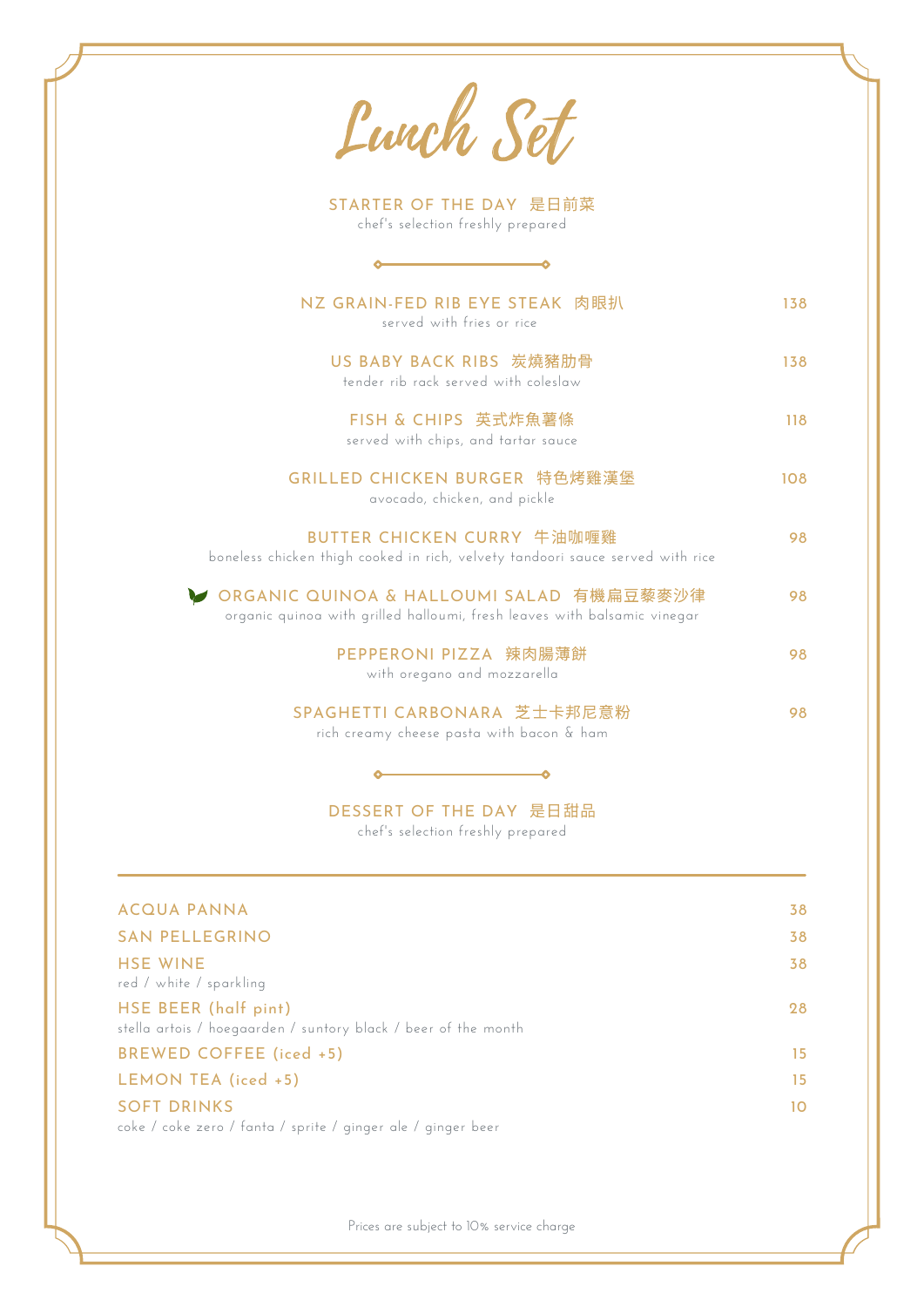# Lunch Set

## STARTER OF THE DAY 是日前菜

chef's selection freshly prepared

| | | |
|---|---|---|
| **NZ GRAIN-FED RIB EYE STEAK 肉眼扒** | served with fries or rice | 138 |
| **US BABY BACK RIBS 炭燒豬肋骨** | tender rib rack served with coleslaw | 138 |
| **FISH & CHIPS 英式炸魚薯條** | served with chips, and tartar sauce | 118 |
| **GRILLED CHICKEN BURGER 特色烤雞漢堡** | avocado, chicken, and pickle | 108 |
| **BUTTER CHICKEN CURRY 牛油咖喱雞** | boneless chicken thigh cooked in rich, velvety tandoori sauce served with rice | 98 |
| **ORGANIC QUINOA & HALLOUMI SALAD 有機扁豆藜麥沙律** | organic quinoa with grilled halloumi, fresh leaves with balsamic vinegar | 98 |
| **PEPPERONI PIZZA 辣肉腸薄餅** | with oregano and mozzarella | 98 |
| **SPAGHETTI CARBONARA 芝士卡邦尼意粉** | rich creamy cheese pasta with bacon & ham | 98 |

## DESSERT OF THE DAY 是日甜品

chef's selection freshly prepared

| | | |
|---|---|---|
| **ACQUA PANNA** | | 38 |
| **SAN PELLEGRINO** | | 38 |
| **HSE WINE** | red / white / sparkling | 38 |
| **HSE BEER (half pint)** | stella artois / hoegaarden / suntory black / beer of the month | 28 |
| **BREWED COFFEE (iced +5)** | | 15 |
| **LEMON TEA (iced +5)** | | 15 |
| **SOFT DRINKS** | coke / coke zero / fanta / sprite / ginger ale / ginger beer | 10 |

Prices are subject to 10% service charge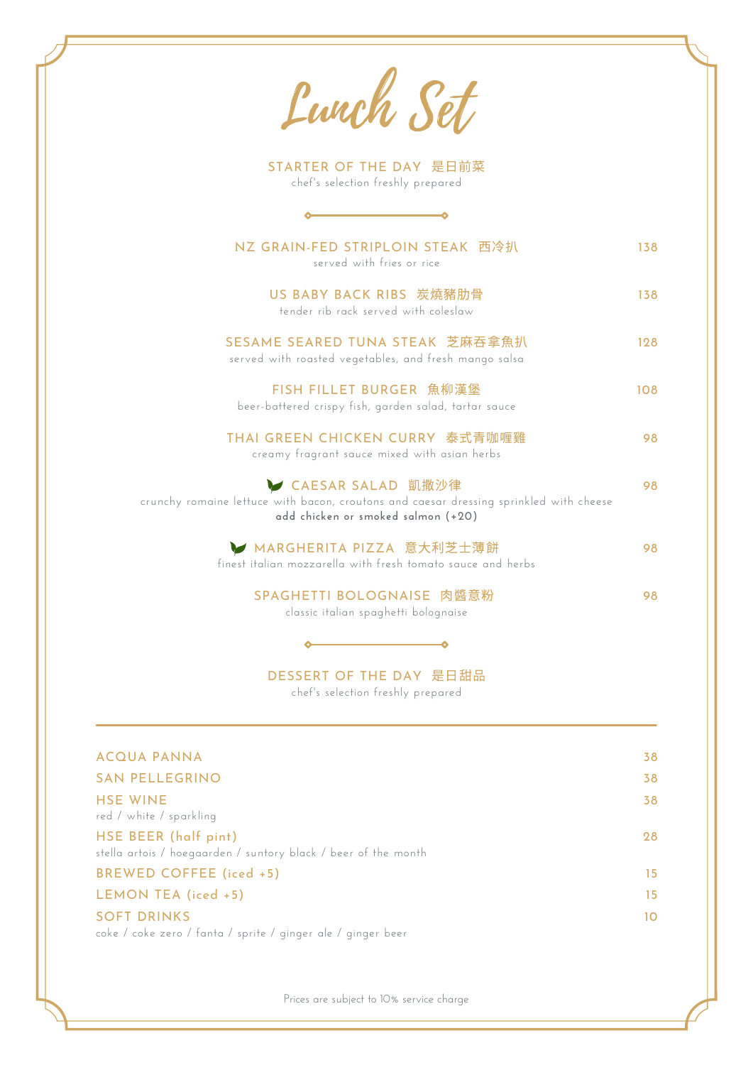# Lunch Set

## STARTER OF THE DAY 是日前菜
chef's selection freshly prepared

| | |
|---|---|
| **NZ GRAIN-FED STRIPLOIN STEAK 西冷扒**<br>served with fries or rice | 138 |
| **US BABY BACK RIBS 炭燒豬肋骨**<br>tender rib rack served with coleslaw | 138 |
| **SESAME SEARED TUNA STEAK 芝麻吞拿魚扒**<br>served with roasted vegetables, and fresh mango salsa | 128 |
| **FISH FILLET BURGER 魚柳漢堡**<br>beer-battered crispy fish, garden salad, tartar sauce | 108 |
| **THAI GREEN CHICKEN CURRY 泰式青咖喱雞**<br>creamy fragrant sauce mixed with asian herbs | 98 |
| **CAESAR SALAD 凱撒沙律**<br>crunchy romaine lettuce with bacon, croutons and caesar dressing sprinkled with cheese<br>add chicken or smoked salmon (+20) | 98 |
| **MARGHERITA PIZZA 意大利芝士薄餅**<br>finest italian mozzarella with fresh tomato sauce and herbs | 98 |
| **SPAGHETTI BOLOGNAISE 肉醬意粉**<br>classic italian spaghetti bolognaise | 98 |

## DESSERT OF THE DAY 是日甜品
chef's selection freshly prepared

| | |
|---|---|
| ACQUA PANNA | 38 |
| SAN PELLEGRINO | 38 |
| HSE WINE<br>red / white / sparkling | 38 |
| HSE BEER (half pint)<br>stella artois / hoegaarden / suntory black / beer of the month | 28 |
| BREWED COFFEE (iced +5) | 15 |
| LEMON TEA (iced +5) | 15 |
| SOFT DRINKS<br>coke / coke zero / fanta / sprite / ginger ale / ginger beer | 10 |

Prices are subject to 10% service charge